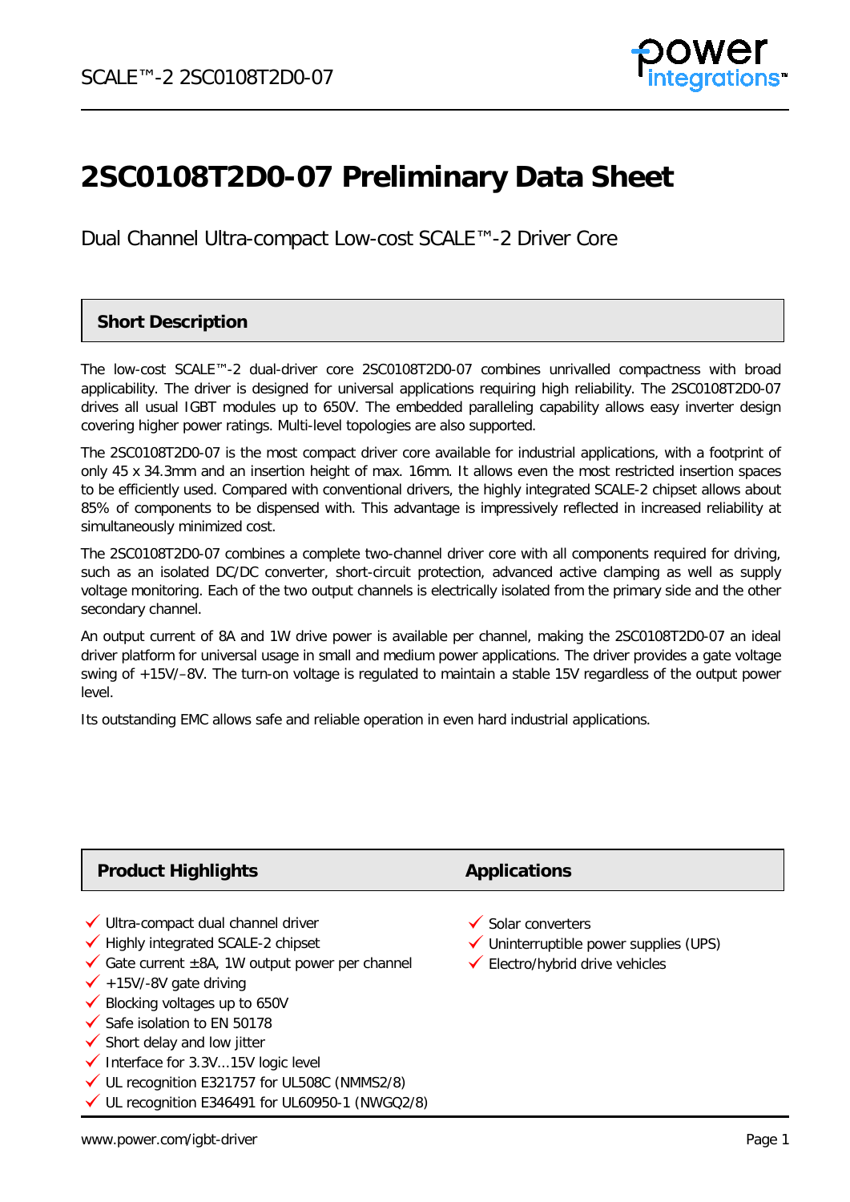# 2SC0108T2D0-07 Preliminary Data Sheet

Dual Channel Ultra-compact Low-cost SCALE™-2 Driver Core

## Short Description

The low-cost SCALE™-2 dual-driver core 2SC0108T2D0-07 combines unrivalled compactness with broad applicability. The driver is designed for universal applications requiring high reliability. The 2SC0108T2D0-07 drives all usual IGBT modules up to 650V. The embedded paralleling capability allows easy inverter design covering higher power ratings. Multi-level topologies are also supported.

The 2SC0108T2D0-07 is the most compact driver core available for industrial applications, with a footprint of only 45 x 34.3mm and an insertion height of max. 16mm. It allows even the most restricted insertion spaces to be efficiently used. Compared with conventional drivers, the highly integrated SCALE-2 chipset allows about 85% of components to be dispensed with. This advantage is impressively reflected in increased reliability at simultaneously minimized cost.

The 2SC0108T2D0-07 combines a complete two-channel driver core with all components required for driving, such as an isolated DC/DC converter, short-circuit protection, advanced active clamping as well as supply voltage monitoring. Each of the two output channels is electrically isolated from the primary side and the other secondary channel.

An output current of 8A and 1W drive power is available per channel, making the 2SC0108T2D0-07 an ideal driver platform for universal usage in small and medium power applications. The driver provides a gate voltage swing of +15V/–8V. The turn-on voltage is regulated to maintain a stable 15V regardless of the output power level.

Its outstanding EMC allows safe and reliable operation in even hard industrial applications.

## Product Highlights

- ✓ Ultra-compact dual channel driver
- ✓ Highly integrated SCALE-2 chipset
- ✓ Gate current ±8A, 1W output power per channel
- ✓ +15V/-8V gate driving
- ✓ Blocking voltages up to 650V
- ✓ Safe isolation to EN 50178
- ✓ Short delay and low jitter
- ✓ Interface for 3.3V...15V logic level
- ✓ UL recognition E321757 for UL508C (NMMS2/8)
- ✓ UL recognition E346491 for UL60950-1 (NWGQ2/8)

## Applications

- ✓ Solar converters
- ✓ Uninterruptible power supplies (UPS)
- ✓ Electro/hybrid drive vehicles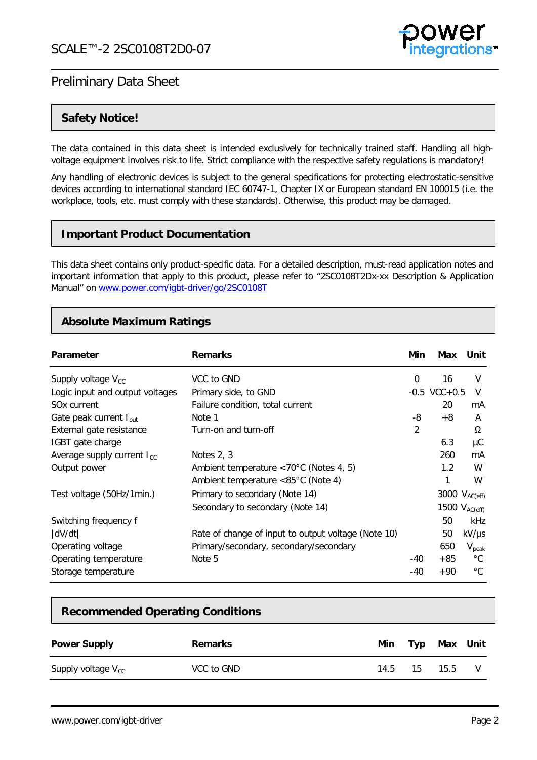## Safety Notice!

The data contained in this data sheet is intended exclusively for technically trained staff. Handling all high-voltage equipment involves risk to life. Strict compliance with the respective safety regulations is mandatory!

Any handling of electronic devices is subject to the general specifications for protecting electrostatic-sensitive devices according to international standard IEC 60747-1, Chapter IX or European standard EN 100015 (i.e. the workplace, tools, etc. must comply with these standards). Otherwise, this product may be damaged.

## Important Product Documentation

This data sheet contains only product-specific data. For a detailed description, must-read application notes and important information that apply to this product, please refer to "2SC0108T2Dx-xx Description & Application Manual" on www.power.com/igbt-driver/go/2SC0108T

## Absolute Maximum Ratings

| Parameter | Remarks | Min | Max | Unit |
|---|---|---|---|---|
| Supply voltage $V_{CC}$ | VCC to GND | 0 | 16 | V |
| Logic input and output voltages | Primary side, to GND | -0.5 | VCC+0.5 | V |
| SOx current | Failure condition, total current | | 20 | mA |
| Gate peak current $I_{out}$ | Note 1 | -8 | +8 | A |
| External gate resistance | Turn-on and turn-off | 2 | | Ω |
| IGBT gate charge | | | 6.3 | µC |
| Average supply current $I_{CC}$ | Notes 2, 3 | | 260 | mA |
| Output power | Ambient temperature <70°C (Notes 4, 5) | | 1.2 | W |
| | Ambient temperature <85°C (Note 4) | | 1 | W |
| Test voltage (50Hz/1min.) | Primary to secondary (Note 14) | | 3000 | $V_{AC(eff)}$ |
| | Secondary to secondary (Note 14) | | 1500 | $V_{AC(eff)}$ |
| Switching frequency f | | | 50 | kHz |
| \|dV/dt\| | Rate of change of input to output voltage (Note 10) | | 50 | kV/µs |
| Operating voltage | Primary/secondary, secondary/secondary | | 650 | $V_{peak}$ |
| Operating temperature | Note 5 | -40 | +85 | °C |
| Storage temperature | | -40 | +90 | °C |

## Recommended Operating Conditions

| Power Supply | Remarks | Min | Typ | Max | Unit |
|---|---|---|---|---|---|
| Supply voltage $V_{CC}$ | VCC to GND | 14.5 | 15 | 15.5 | V |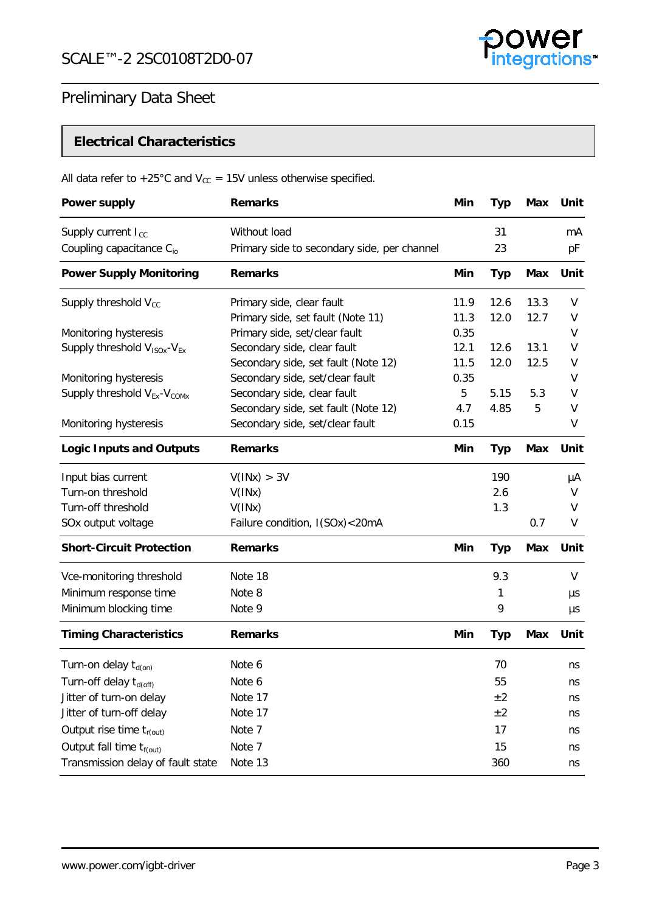## Preliminary Data Sheet

### Electrical Characteristics

All data refer to +25°C and $V_{CC}$ = 15V unless otherwise specified.

| Power supply | Remarks | Min | Typ | Max | Unit |
|---|---|---|---|---|---|
| Supply current $I_{CC}$ | Without load | | 31 | | mA |
| Coupling capacitance $C_{io}$ | Primary side to secondary side, per channel | | 23 | | pF |
| **Power Supply Monitoring** | **Remarks** | **Min** | **Typ** | **Max** | **Unit** |
| Supply threshold $V_{CC}$ | Primary side, clear fault | 11.9 | 12.6 | 13.3 | V |
| | Primary side, set fault (Note 11) | 11.3 | 12.0 | 12.7 | V |
| Monitoring hysteresis | Primary side, set/clear fault | 0.35 | | | V |
| Supply threshold $V_{ISOx}$-$V_{Ex}$ | Secondary side, clear fault | 12.1 | 12.6 | 13.1 | V |
| | Secondary side, set fault (Note 12) | 11.5 | 12.0 | 12.5 | V |
| Monitoring hysteresis | Secondary side, set/clear fault | 0.35 | | | V |
| Supply threshold $V_{Ex}$-$V_{COMx}$ | Secondary side, clear fault | 5 | 5.15 | 5.3 | V |
| | Secondary side, set fault (Note 12) | 4.7 | 4.85 | 5 | V |
| Monitoring hysteresis | Secondary side, set/clear fault | 0.15 | | | V |
| **Logic Inputs and Outputs** | **Remarks** | **Min** | **Typ** | **Max** | **Unit** |
| Input bias current | V(INx) > 3V | | 190 | | µA |
| Turn-on threshold | V(INx) | | 2.6 | | V |
| Turn-off threshold | V(INx) | | 1.3 | | V |
| SOx output voltage | Failure condition, I(SOx)<20mA | | | 0.7 | V |
| **Short-Circuit Protection** | **Remarks** | **Min** | **Typ** | **Max** | **Unit** |
| Vce-monitoring threshold | Note 18 | | 9.3 | | V |
| Minimum response time | Note 8 | | 1 | | µs |
| Minimum blocking time | Note 9 | | 9 | | µs |
| **Timing Characteristics** | **Remarks** | **Min** | **Typ** | **Max** | **Unit** |
| Turn-on delay $t_{d(on)}$ | Note 6 | | 70 | | ns |
| Turn-off delay $t_{d(off)}$ | Note 6 | | 55 | | ns |
| Jitter of turn-on delay | Note 17 | | ±2 | | ns |
| Jitter of turn-off delay | Note 17 | | ±2 | | ns |
| Output rise time $t_{r(out)}$ | Note 7 | | 17 | | ns |
| Output fall time $t_{f(out)}$ | Note 7 | | 15 | | ns |
| Transmission delay of fault state | Note 13 | | 360 | | ns |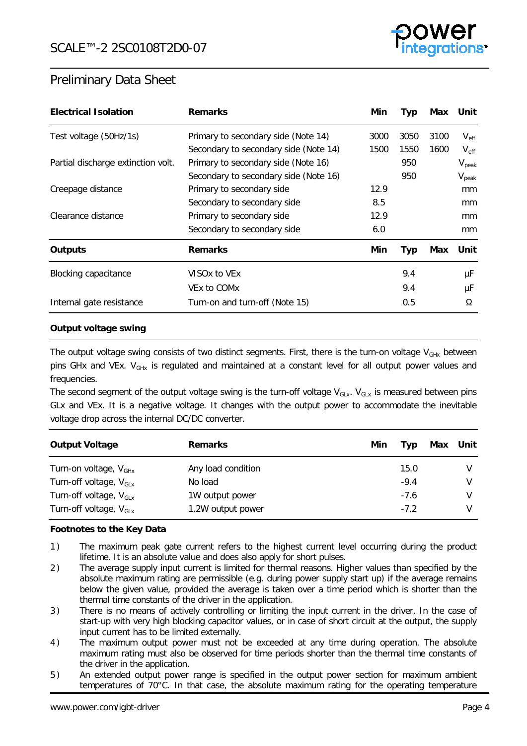## Preliminary Data Sheet

| Electrical Isolation | Remarks | Min | Typ | Max | Unit |
|---|---|---|---|---|---|
| Test voltage (50Hz/1s) | Primary to secondary side (Note 14) | 3000 | 3050 | 3100 | $V_{eff}$ |
| | Secondary to secondary side (Note 14) | 1500 | 1550 | 1600 | $V_{eff}$ |
| Partial discharge extinction volt. | Primary to secondary side (Note 16) | | 950 | | $V_{peak}$ |
| | Secondary to secondary side (Note 16) | | 950 | | $V_{peak}$ |
| Creepage distance | Primary to secondary side | 12.9 | | | mm |
| | Secondary to secondary side | 8.5 | | | mm |
| Clearance distance | Primary to secondary side | 12.9 | | | mm |
| | Secondary to secondary side | 6.0 | | | mm |

| Outputs | Remarks | Min | Typ | Max | Unit |
|---|---|---|---|---|---|
| Blocking capacitance | VISOx to VEx | | 9.4 | | µF |
| | VEx to COMx | | 9.4 | | µF |
| Internal gate resistance | Turn-on and turn-off (Note 15) | | 0.5 | | Ω |

**Output voltage swing**

The output voltage swing consists of two distinct segments. First, there is the turn-on voltage $V_{GHx}$ between pins GHx and VEx. $V_{GHx}$ is regulated and maintained at a constant level for all output power values and frequencies.

The second segment of the output voltage swing is the turn-off voltage $V_{GLx}$. $V_{GLx}$ is measured between pins GLx and VEx. It is a negative voltage. It changes with the output power to accommodate the inevitable voltage drop across the internal DC/DC converter.

| Output Voltage | Remarks | Min | Typ | Max | Unit |
|---|---|---|---|---|---|
| Turn-on voltage, $V_{GHx}$ | Any load condition | | 15.0 | | V |
| Turn-off voltage, $V_{GLx}$ | No load | | -9.4 | | V |
| Turn-off voltage, $V_{GLx}$ | 1W output power | | -7.6 | | V |
| Turn-off voltage, $V_{GLx}$ | 1.2W output power | | -7.2 | | V |

**Footnotes to the Key Data**

1) The maximum peak gate current refers to the highest current level occurring during the product lifetime. It is an absolute value and does also apply for short pulses.
2) The average supply input current is limited for thermal reasons. Higher values than specified by the absolute maximum rating are permissible (e.g. during power supply start up) if the average remains below the given value, provided the average is taken over a time period which is shorter than the thermal time constants of the driver in the application.
3) There is no means of actively controlling or limiting the input current in the driver. In the case of start-up with very high blocking capacitor values, or in case of short circuit at the output, the supply input current has to be limited externally.
4) The maximum output power must not be exceeded at any time during operation. The absolute maximum rating must also be observed for time periods shorter than the thermal time constants of the driver in the application.
5) An extended output power range is specified in the output power section for maximum ambient temperatures of 70°C. In that case, the absolute maximum rating for the operating temperature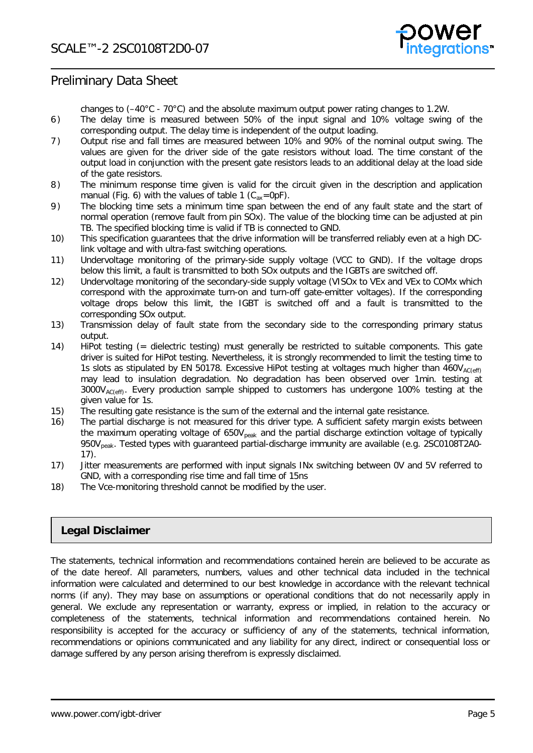changes to (–40°C - 70°C) and the absolute maximum output power rating changes to 1.2W.

6) The delay time is measured between 50% of the input signal and 10% voltage swing of the corresponding output. The delay time is independent of the output loading.
7) Output rise and fall times are measured between 10% and 90% of the nominal output swing. The values are given for the driver side of the gate resistors without load. The time constant of the output load in conjunction with the present gate resistors leads to an additional delay at the load side of the gate resistors.
8) The minimum response time given is valid for the circuit given in the description and application manual (Fig. 6) with the values of table 1 ($C_{ax}$=0pF).
9) The blocking time sets a minimum time span between the end of any fault state and the start of normal operation (remove fault from pin SOx). The value of the blocking time can be adjusted at pin TB. The specified blocking time is valid if TB is connected to GND.
10) This specification guarantees that the drive information will be transferred reliably even at a high DC-link voltage and with ultra-fast switching operations.
11) Undervoltage monitoring of the primary-side supply voltage (VCC to GND). If the voltage drops below this limit, a fault is transmitted to both SOx outputs and the IGBTs are switched off.
12) Undervoltage monitoring of the secondary-side supply voltage (VISOx to VEx and VEx to COMx which correspond with the approximate turn-on and turn-off gate-emitter voltages). If the corresponding voltage drops below this limit, the IGBT is switched off and a fault is transmitted to the corresponding SOx output.
13) Transmission delay of fault state from the secondary side to the corresponding primary status output.
14) HiPot testing (= dielectric testing) must generally be restricted to suitable components. This gate driver is suited for HiPot testing. Nevertheless, it is strongly recommended to limit the testing time to 1s slots as stipulated by EN 50178. Excessive HiPot testing at voltages much higher than 460$V_{AC(eff)}$ may lead to insulation degradation. No degradation has been observed over 1min. testing at 3000$V_{AC(eff)}$. Every production sample shipped to customers has undergone 100% testing at the given value for 1s.
15) The resulting gate resistance is the sum of the external and the internal gate resistance.
16) The partial discharge is not measured for this driver type. A sufficient safety margin exists between the maximum operating voltage of 650$V_{peak}$ and the partial discharge extinction voltage of typically 950$V_{peak}$. Tested types with guaranteed partial-discharge immunity are available (e.g. 2SC0108T2A0-17).
17) Jitter measurements are performed with input signals INx switching between 0V and 5V referred to GND, with a corresponding rise time and fall time of 15ns
18) The Vce-monitoring threshold cannot be modified by the user.

## Legal Disclaimer

The statements, technical information and recommendations contained herein are believed to be accurate as of the date hereof. All parameters, numbers, values and other technical data included in the technical information were calculated and determined to our best knowledge in accordance with the relevant technical norms (if any). They may base on assumptions or operational conditions that do not necessarily apply in general. We exclude any representation or warranty, express or implied, in relation to the accuracy or completeness of the statements, technical information and recommendations contained herein. No responsibility is accepted for the accuracy or sufficiency of any of the statements, technical information, recommendations or opinions communicated and any liability for any direct, indirect or consequential loss or damage suffered by any person arising therefrom is expressly disclaimed.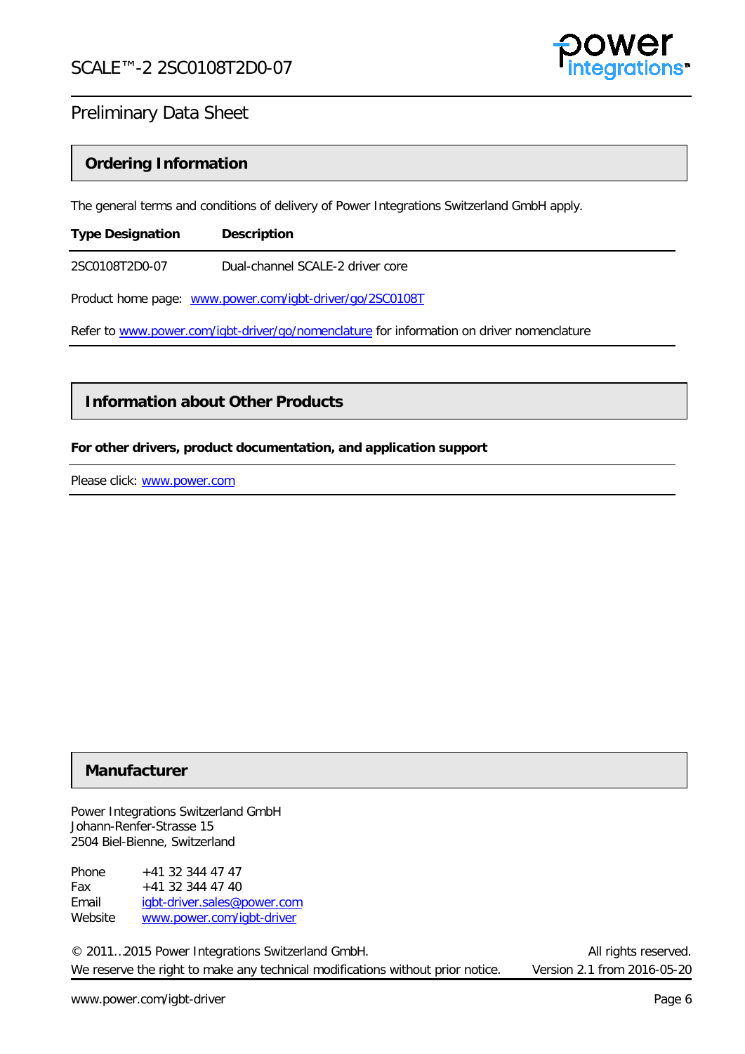## Ordering Information

The general terms and conditions of delivery of Power Integrations Switzerland GmbH apply.

| Type Designation | Description |
|---|---|
| 2SC0108T2D0-07 | Dual-channel SCALE-2 driver core |

Product home page: www.power.com/igbt-driver/go/2SC0108T

Refer to www.power.com/igbt-driver/go/nomenclature for information on driver nomenclature

## Information about Other Products

**For other drivers, product documentation, and application support**

Please click: www.power.com

## Manufacturer

Power Integrations Switzerland GmbH
Johann-Renfer-Strasse 15
2504 Biel-Bienne, Switzerland

Phone +41 32 344 47 47
Fax +41 32 344 47 40
Email igbt-driver.sales@power.com
Website www.power.com/igbt-driver

© 2011…2015 Power Integrations Switzerland GmbH. All rights reserved.
We reserve the right to make any technical modifications without prior notice. Version 2.1 from 2016-05-20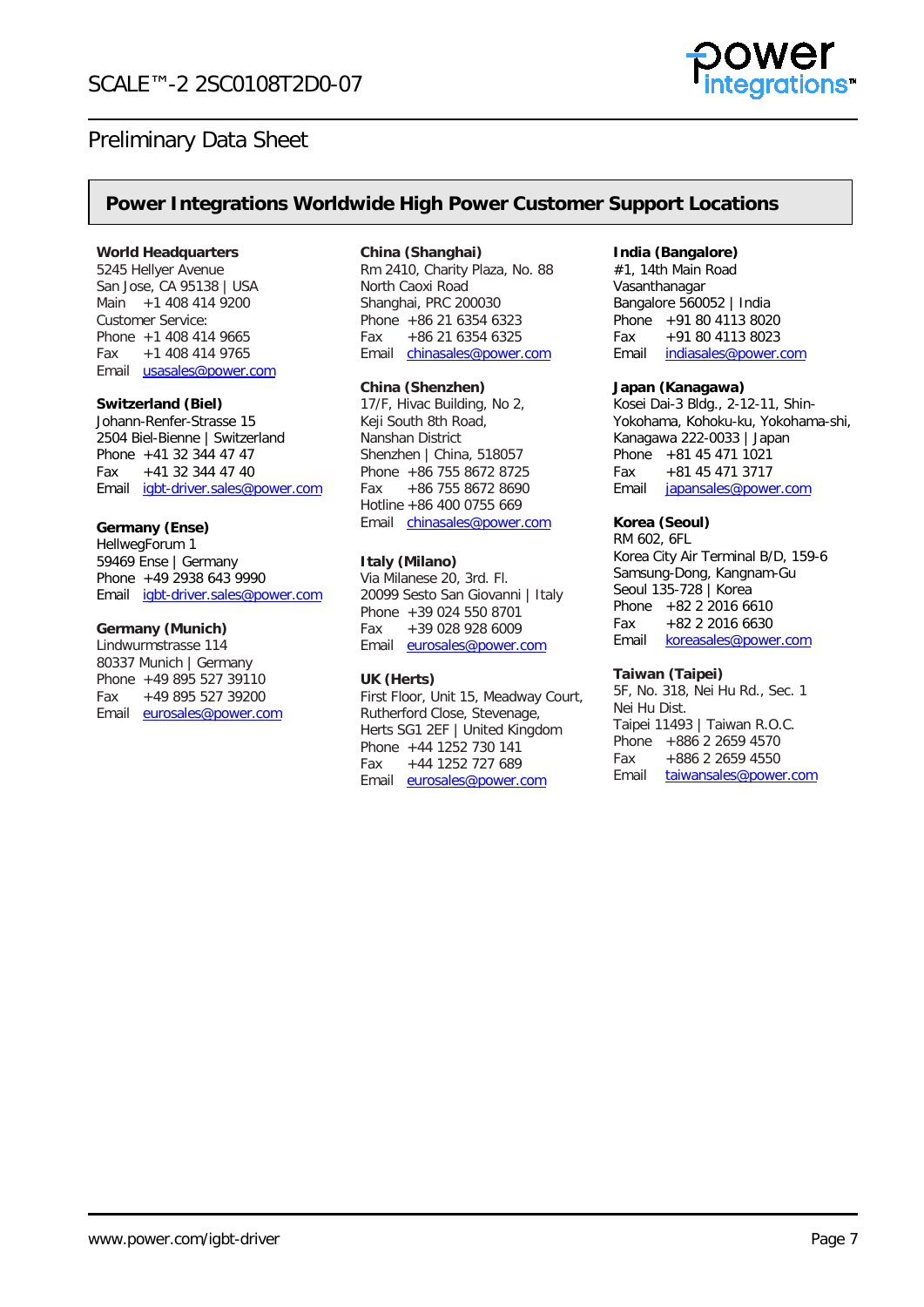## Power Integrations Worldwide High Power Customer Support Locations

**World Headquarters**
5245 Hellyer Avenue
San Jose, CA 95138 | USA
Main +1 408 414 9200
Customer Service:
Phone +1 408 414 9665
Fax +1 408 414 9765
Email usasales@power.com

**Switzerland (Biel)**
Johann-Renfer-Strasse 15
2504 Biel-Bienne | Switzerland
Phone +41 32 344 47 47
Fax +41 32 344 47 40
Email igbt-driver.sales@power.com

**Germany (Ense)**
HellwegForum 1
59469 Ense | Germany
Phone +49 2938 643 9990
Email igbt-driver.sales@power.com

**Germany (Munich)**
Lindwurmstrasse 114
80337 Munich | Germany
Phone +49 895 527 39110
Fax +49 895 527 39200
Email eurosales@power.com

**China (Shanghai)**
Rm 2410, Charity Plaza, No. 88
North Caoxi Road
Shanghai, PRC 200030
Phone +86 21 6354 6323
Fax +86 21 6354 6325
Email chinasales@power.com

**China (Shenzhen)**
17/F, Hivac Building, No 2,
Keji South 8th Road,
Nanshan District
Shenzhen | China, 518057
Phone +86 755 8672 8725
Fax +86 755 8672 8690
Hotline +86 400 0755 669
Email chinasales@power.com

**Italy (Milano)**
Via Milanese 20, 3rd. Fl.
20099 Sesto San Giovanni | Italy
Phone +39 024 550 8701
Fax +39 028 928 6009
Email eurosales@power.com

**UK (Herts)**
First Floor, Unit 15, Meadway Court,
Rutherford Close, Stevenage,
Herts SG1 2EF | United Kingdom
Phone +44 1252 730 141
Fax +44 1252 727 689
Email eurosales@power.com

**India (Bangalore)**
#1, 14th Main Road
Vasanthanagar
Bangalore 560052 | India
Phone +91 80 4113 8020
Fax +91 80 4113 8023
Email indiasales@power.com

**Japan (Kanagawa)**
Kosei Dai-3 Bldg., 2-12-11, Shin-Yokohama, Kohoku-ku, Yokohama-shi,
Kanagawa 222-0033 | Japan
Phone +81 45 471 1021
Fax +81 45 471 3717
Email japansales@power.com

**Korea (Seoul)**
RM 602, 6FL
Korea City Air Terminal B/D, 159-6
Samsung-Dong, Kangnam-Gu
Seoul 135-728 | Korea
Phone +82 2 2016 6610
Fax +82 2 2016 6630
Email koreasales@power.com

**Taiwan (Taipei)**
5F, No. 318, Nei Hu Rd., Sec. 1
Nei Hu Dist.
Taipei 11493 | Taiwan R.O.C.
Phone +886 2 2659 4570
Fax +886 2 2659 4550
Email taiwansales@power.com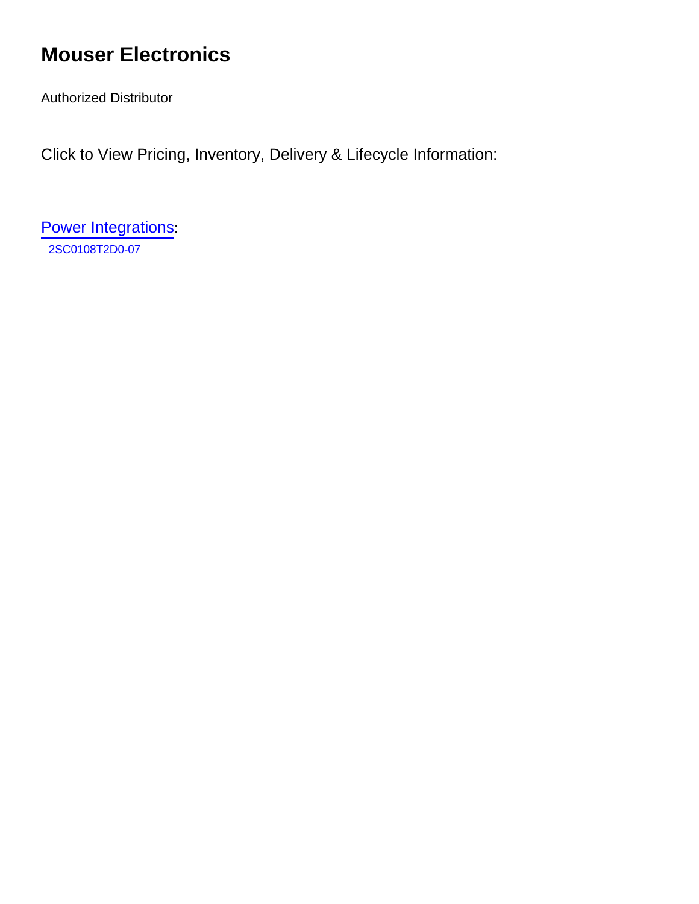# Mouser Electronics

Authorized Distributor

Click to View Pricing, Inventory, Delivery & Lifecycle Information:

Power Integrations:

2SC0108T2D0-07